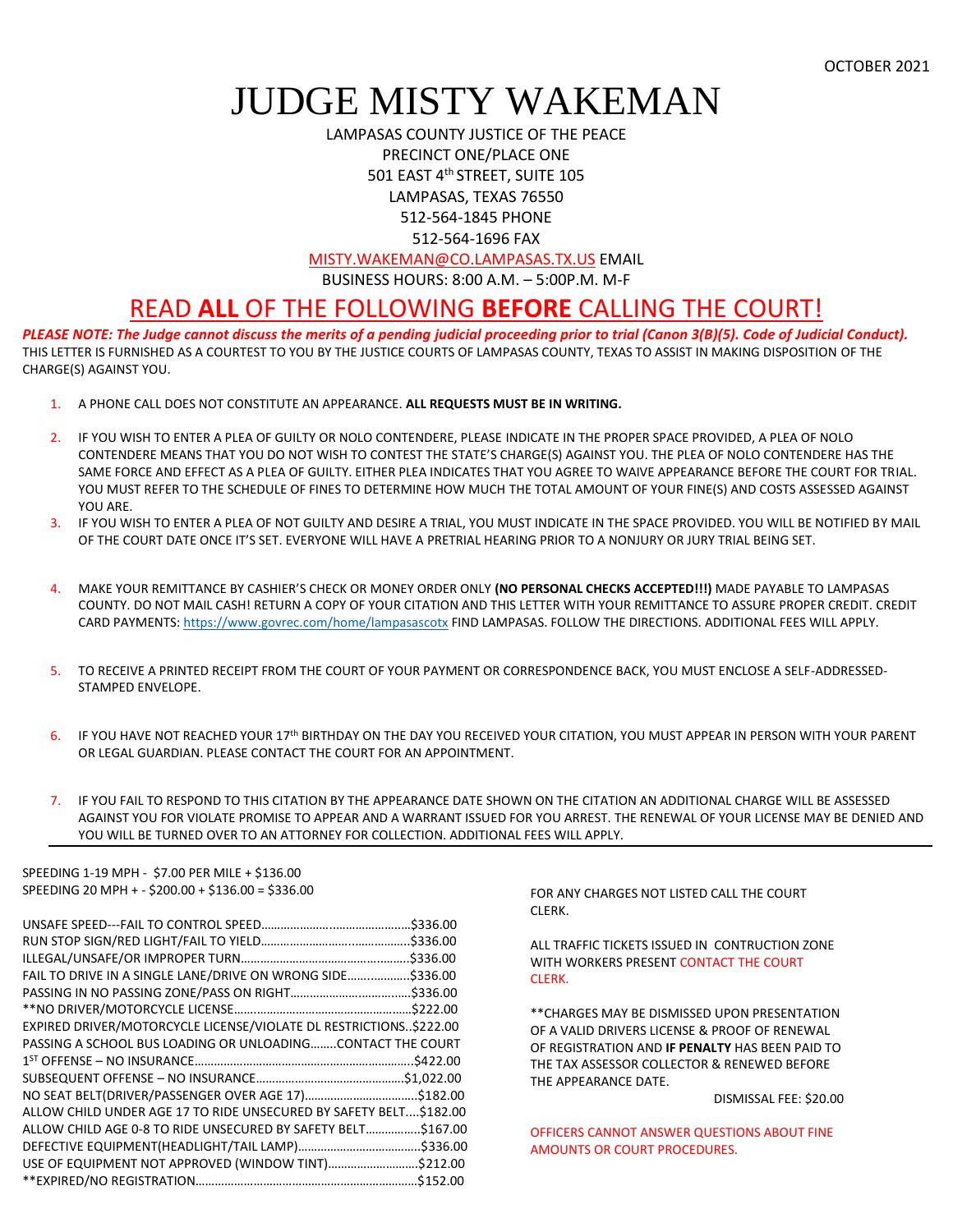OCTOBER 2021

# JUDGE MISTY WAKEMAN

LAMPASAS COUNTY JUSTICE OF THE PEACE
PRECINCT ONE/PLACE ONE
501 EAST 4th STREET, SUITE 105
LAMPASAS, TEXAS 76550
512-564-1845 PHONE
512-564-1696 FAX
MISTY.WAKEMAN@CO.LAMPASAS.TX.US EMAIL
BUSINESS HOURS: 8:00 A.M. – 5:00P.M. M-F

## READ **ALL** OF THE FOLLOWING **BEFORE** CALLING THE COURT!

***PLEASE NOTE: The Judge cannot discuss the merits of a pending judicial proceeding prior to trial (Canon 3(B)(5). Code of Judicial Conduct).***
THIS LETTER IS FURNISHED AS A COURTEST TO YOU BY THE JUSTICE COURTS OF LAMPASAS COUNTY, TEXAS TO ASSIST IN MAKING DISPOSITION OF THE CHARGE(S) AGAINST YOU.

1. A PHONE CALL DOES NOT CONSTITUTE AN APPEARANCE. **ALL REQUESTS MUST BE IN WRITING.**
2. IF YOU WISH TO ENTER A PLEA OF GUILTY OR NOLO CONTENDERE, PLEASE INDICATE IN THE PROPER SPACE PROVIDED, A PLEA OF NOLO CONTENDERE MEANS THAT YOU DO NOT WISH TO CONTEST THE STATE'S CHARGE(S) AGAINST YOU. THE PLEA OF NOLO CONTENDERE HAS THE SAME FORCE AND EFFECT AS A PLEA OF GUILTY. EITHER PLEA INDICATES THAT YOU AGREE TO WAIVE APPEARANCE BEFORE THE COURT FOR TRIAL. YOU MUST REFER TO THE SCHEDULE OF FINES TO DETERMINE HOW MUCH THE TOTAL AMOUNT OF YOUR FINE(S) AND COSTS ASSESSED AGAINST YOU ARE.
3. IF YOU WISH TO ENTER A PLEA OF NOT GUILTY AND DESIRE A TRIAL, YOU MUST INDICATE IN THE SPACE PROVIDED. YOU WILL BE NOTIFIED BY MAIL OF THE COURT DATE ONCE IT'S SET. EVERYONE WILL HAVE A PRETRIAL HEARING PRIOR TO A NONJURY OR JURY TRIAL BEING SET.
4. MAKE YOUR REMITTANCE BY CASHIER'S CHECK OR MONEY ORDER ONLY **(NO PERSONAL CHECKS ACCEPTED!!!)** MADE PAYABLE TO LAMPASAS COUNTY. DO NOT MAIL CASH! RETURN A COPY OF YOUR CITATION AND THIS LETTER WITH YOUR REMITTANCE TO ASSURE PROPER CREDIT. CREDIT CARD PAYMENTS: https://www.govrec.com/home/lampasascotx FIND LAMPASAS. FOLLOW THE DIRECTIONS. ADDITIONAL FEES WILL APPLY.
5. TO RECEIVE A PRINTED RECEIPT FROM THE COURT OF YOUR PAYMENT OR CORRESPONDENCE BACK, YOU MUST ENCLOSE A SELF-ADDRESSED-STAMPED ENVELOPE.
6. IF YOU HAVE NOT REACHED YOUR 17th BIRTHDAY ON THE DAY YOU RECEIVED YOUR CITATION, YOU MUST APPEAR IN PERSON WITH YOUR PARENT OR LEGAL GUARDIAN. PLEASE CONTACT THE COURT FOR AN APPOINTMENT.
7. IF YOU FAIL TO RESPOND TO THIS CITATION BY THE APPEARANCE DATE SHOWN ON THE CITATION AN ADDITIONAL CHARGE WILL BE ASSESSED AGAINST YOU FOR VIOLATE PROMISE TO APPEAR AND A WARRANT ISSUED FOR YOU ARREST. THE RENEWAL OF YOUR LICENSE MAY BE DENIED AND YOU WILL BE TURNED OVER TO AN ATTORNEY FOR COLLECTION. ADDITIONAL FEES WILL APPLY.

---

SPEEDING 1-19 MPH - $7.00 PER MILE + $136.00
SPEEDING 20 MPH + - $200.00 + $136.00 = $336.00

| Charge | Amount |
|---|---|
| UNSAFE SPEED---FAIL TO CONTROL SPEED | $336.00 |
| RUN STOP SIGN/RED LIGHT/FAIL TO YIELD | $336.00 |
| ILLEGAL/UNSAFE/OR IMPROPER TURN | $336.00 |
| FAIL TO DRIVE IN A SINGLE LANE/DRIVE ON WRONG SIDE | $336.00 |
| PASSING IN NO PASSING ZONE/PASS ON RIGHT | $336.00 |
| **NO DRIVER/MOTORCYCLE LICENSE | $222.00 |
| EXPIRED DRIVER/MOTORCYCLE LICENSE/VIOLATE DL RESTRICTIONS | $222.00 |
| PASSING A SCHOOL BUS LOADING OR UNLOADING | CONTACT THE COURT |
| 1ST OFFENSE – NO INSURANCE | $422.00 |
| SUBSEQUENT OFFENSE – NO INSURANCE | $1,022.00 |
| NO SEAT BELT(DRIVER/PASSENGER OVER AGE 17) | $182.00 |
| ALLOW CHILD UNDER AGE 17 TO RIDE UNSECURED BY SAFETY BELT | $182.00 |
| ALLOW CHILD AGE 0-8 TO RIDE UNSECURED BY SAFETY BELT | $167.00 |
| DEFECTIVE EQUIPMENT(HEADLIGHT/TAIL LAMP) | $336.00 |
| USE OF EQUIPMENT NOT APPROVED (WINDOW TINT) | $212.00 |
| **EXPIRED/NO REGISTRATION | $152.00 |

FOR ANY CHARGES NOT LISTED CALL THE COURT CLERK.

ALL TRAFFIC TICKETS ISSUED IN CONTRUCTION ZONE WITH WORKERS PRESENT CONTACT THE COURT CLERK.

**CHARGES MAY BE DISMISSED UPON PRESENTATION OF A VALID DRIVERS LICENSE & PROOF OF RENEWAL OF REGISTRATION AND **IF PENALTY** HAS BEEN PAID TO THE TAX ASSESSOR COLLECTOR & RENEWED BEFORE THE APPEARANCE DATE.

DISMISSAL FEE: $20.00

OFFICERS CANNOT ANSWER QUESTIONS ABOUT FINE AMOUNTS OR COURT PROCEDURES.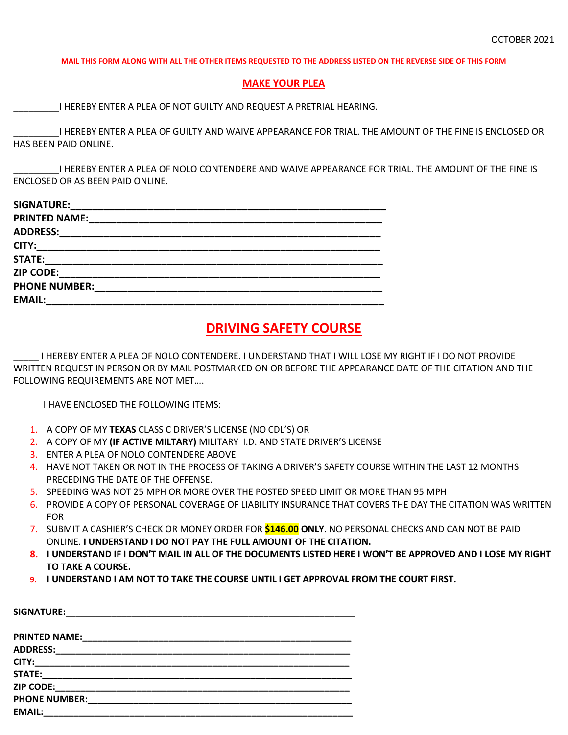OCTOBER 2021

**MAIL THIS FORM ALONG WITH ALL THE OTHER ITEMS REQUESTED TO THE ADDRESS LISTED ON THE REVERSE SIDE OF THIS FORM**

## MAKE YOUR PLEA

_________I HEREBY ENTER A PLEA OF NOT GUILTY AND REQUEST A PRETRIAL HEARING.

_________I HEREBY ENTER A PLEA OF GUILTY AND WAIVE APPEARANCE FOR TRIAL. THE AMOUNT OF THE FINE IS ENCLOSED OR HAS BEEN PAID ONLINE.

_________I HEREBY ENTER A PLEA OF NOLO CONTENDERE AND WAIVE APPEARANCE FOR TRIAL. THE AMOUNT OF THE FINE IS ENCLOSED OR AS BEEN PAID ONLINE.

**SIGNATURE:**_____________________________________________________________
**PRINTED NAME:**_________________________________________________________
**ADDRESS:**_______________________________________________________________
**CITY:**__________________________________________________________________
**STATE:**_________________________________________________________________
**ZIP CODE:**______________________________________________________________
**PHONE NUMBER:**________________________________________________________
**EMAIL:**_________________________________________________________________

## DRIVING SAFETY COURSE

_____ I HEREBY ENTER A PLEA OF NOLO CONTENDERE. I UNDERSTAND THAT I WILL LOSE MY RIGHT IF I DO NOT PROVIDE WRITTEN REQUEST IN PERSON OR BY MAIL POSTMARKED ON OR BEFORE THE APPEARANCE DATE OF THE CITATION AND THE FOLLOWING REQUIREMENTS ARE NOT MET….

I HAVE ENCLOSED THE FOLLOWING ITEMS:

1. A COPY OF MY **TEXAS** CLASS C DRIVER'S LICENSE (NO CDL'S) OR
2. A COPY OF MY **(IF ACTIVE MILTARY)** MILITARY I.D. AND STATE DRIVER'S LICENSE
3. ENTER A PLEA OF NOLO CONTENDERE ABOVE
4. HAVE NOT TAKEN OR NOT IN THE PROCESS OF TAKING A DRIVER'S SAFETY COURSE WITHIN THE LAST 12 MONTHS PRECEDING THE DATE OF THE OFFENSE.
5. SPEEDING WAS NOT 25 MPH OR MORE OVER THE POSTED SPEED LIMIT OR MORE THAN 95 MPH
6. PROVIDE A COPY OF PERSONAL COVERAGE OF LIABILITY INSURANCE THAT COVERS THE DAY THE CITATION WAS WRITTEN FOR
7. SUBMIT A CASHIER'S CHECK OR MONEY ORDER FOR **$146.00 ONLY**. NO PERSONAL CHECKS AND CAN NOT BE PAID ONLINE. **I UNDERSTAND I DO NOT PAY THE FULL AMOUNT OF THE CITATION.**
8. **I UNDERSTAND IF I DON'T MAIL IN ALL OF THE DOCUMENTS LISTED HERE I WON'T BE APPROVED AND I LOSE MY RIGHT TO TAKE A COURSE.**
9. **I UNDERSTAND I AM NOT TO TAKE THE COURSE UNTIL I GET APPROVAL FROM THE COURT FIRST.**

**SIGNATURE:**_____________________________________________________________

**PRINTED NAME:**_________________________________________________________
**ADDRESS:**_______________________________________________________________
**CITY:**__________________________________________________________________
**STATE:**_________________________________________________________________
**ZIP CODE:**______________________________________________________________
**PHONE NUMBER:**________________________________________________________
**EMAIL:**_________________________________________________________________